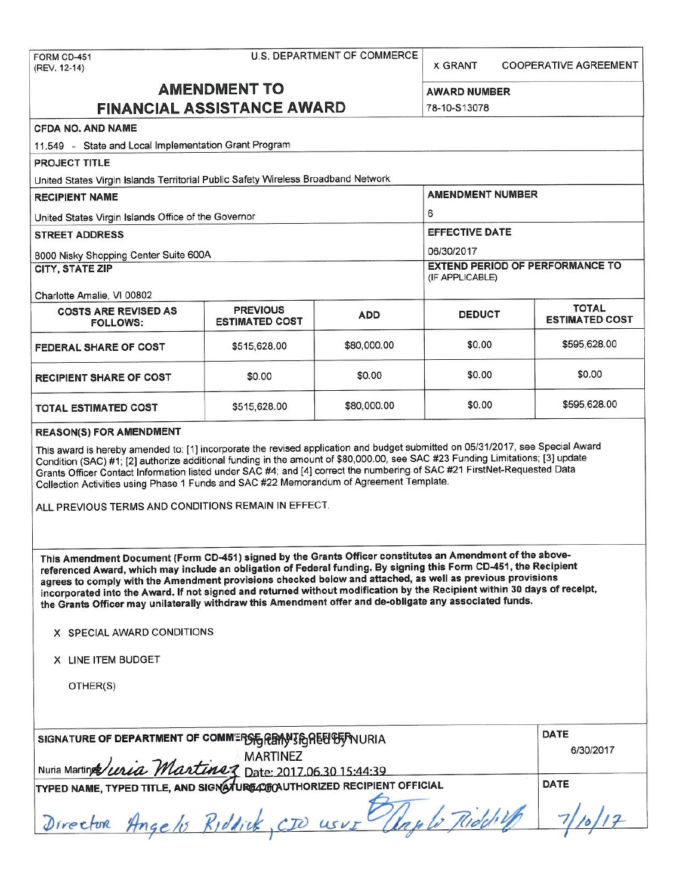FORM CD-451
(REV. 12-14)

U.S. DEPARTMENT OF COMMERCE

X GRANT     COOPERATIVE AGREEMENT

# AMENDMENT TO FINANCIAL ASSISTANCE AWARD

**AWARD NUMBER**
78-10-S13078

**CFDA NO. AND NAME**
11.549 - State and Local Implementation Grant Program

**PROJECT TITLE**
United States Virgin Islands Territorial Public Safety Wireless Broadband Network

**RECIPIENT NAME**
United States Virgin Islands Office of the Governor

**AMENDMENT NUMBER**
6

**STREET ADDRESS**
8000 Nisky Shopping Center Suite 600A

**EFFECTIVE DATE**
06/30/2017

**CITY, STATE ZIP**
Charlotte Amalie, VI 00802

**EXTEND PERIOD OF PERFORMANCE TO** (IF APPLICABLE)

| COSTS ARE REVISED AS FOLLOWS: | PREVIOUS ESTIMATED COST | ADD | DEDUCT | TOTAL ESTIMATED COST |
|---|---|---|---|---|
| FEDERAL SHARE OF COST | $515,628.00 | $80,000.00 | $0.00 | $595,628.00 |
| RECIPIENT SHARE OF COST | $0.00 | $0.00 | $0.00 | $0.00 |
| TOTAL ESTIMATED COST | $515,628.00 | $80,000.00 | $0.00 | $595,628.00 |

**REASON(S) FOR AMENDMENT**

This award is hereby amended to: [1] incorporate the revised application and budget submitted on 05/31/2017, see Special Award Condition (SAC) #1; [2] authorize additional funding in the amount of $80,000.00, see SAC #23 Funding Limitations; [3] update Grants Officer Contact Information listed under SAC #4; and [4] correct the numbering of SAC #21 FirstNet-Requested Data Collection Activities using Phase 1 Funds and SAC #22 Memorandum of Agreement Template.

ALL PREVIOUS TERMS AND CONDITIONS REMAIN IN EFFECT.

**This Amendment Document (Form CD-451) signed by the Grants Officer constitutes an Amendment of the above-referenced Award, which may include an obligation of Federal funding. By signing this Form CD-451, the Recipient agrees to comply with the Amendment provisions checked below and attached, as well as previous provisions incorporated into the Award. If not signed and returned without modification by the Recipient within 30 days of receipt, the Grants Officer may unilaterally withdraw this Amendment offer and de-obligate any associated funds.**

X SPECIAL AWARD CONDITIONS

X LINE ITEM BUDGET

OTHER(S)

**SIGNATURE OF DEPARTMENT OF COMMERCE GRANTS OFFICER**
Nuria Martinez *Nuria Martinez* Digitally signed by NURIA MARTINEZ Date: 2017.06.30 15:44:39 -04'00'

**DATE**
6/30/2017

**TYPED NAME, TYPED TITLE, AND SIGNATURE OF AUTHORIZED RECIPIENT OFFICIAL**
*Director Angelo Riddick, CIO USVI* *Angelo Riddick*

**DATE**
7/10/17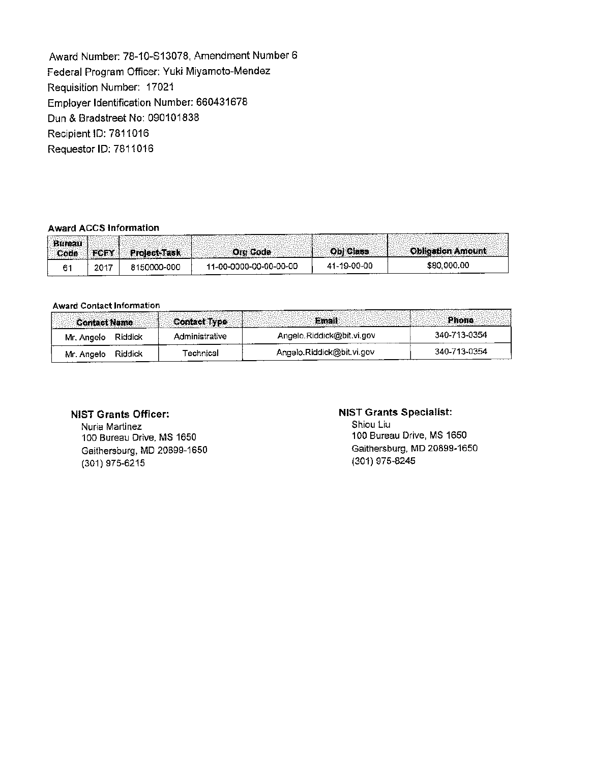Award Number: 78-10-S13078, Amendment Number 6
Federal Program Officer: Yuki Miyamoto-Mendez
Requisition Number: 17021
Employer Identification Number: 660431678
Dun & Bradstreet No: 090101838
Recipient ID: 7811016
Requestor ID: 7811016

**Award ACCS Information**

| Bureau Code | FCFY | Project-Task | Org Code | Obj Class | Obligation Amount |
|---|---|---|---|---|---|
| 61 | 2017 | 8150000-000 | 11-00-0000-00-00-00-00 | 41-19-00-00 | $80,000.00 |

**Award Contact Information**

| Contact Name | Contact Type | Email | Phone |
|---|---|---|---|
| Mr. Angelo Riddick | Administrative | Angelo.Riddick@bit.vi.gov | 340-713-0354 |
| Mr. Angelo Riddick | Technical | Angelo.Riddick@bit.vi.gov | 340-713-0354 |

**NIST Grants Officer:**
Nuria Martinez
100 Bureau Drive, MS 1650
Gaithersburg, MD 20899-1650
(301) 975-6215

**NIST Grants Specialist:**
Shiou Liu
100 Bureau Drive, MS 1650
Gaithersburg, MD 20899-1650
(301) 975-8245